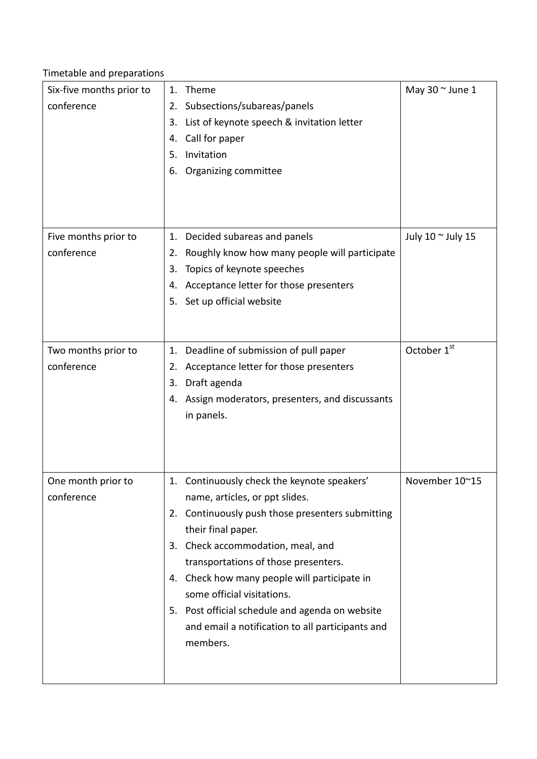Timetable and preparations

| | | |
|---|---|---|
| Six-five months prior to conference | 1. Theme<br>2. Subsections/subareas/panels<br>3. List of keynote speech & invitation letter<br>4. Call for paper<br>5. Invitation<br>6. Organizing committee | May 30 ~ June 1 |
| Five months prior to conference | 1. Decided subareas and panels<br>2. Roughly know how many people will participate<br>3. Topics of keynote speeches<br>4. Acceptance letter for those presenters<br>5. Set up official website | July 10 ~ July 15 |
| Two months prior to conference | 1. Deadline of submission of pull paper<br>2. Acceptance letter for those presenters<br>3. Draft agenda<br>4. Assign moderators, presenters, and discussants in panels. | October 1st |
| One month prior to conference | 1. Continuously check the keynote speakers' name, articles, or ppt slides.<br>2. Continuously push those presenters submitting their final paper.<br>3. Check accommodation, meal, and transportations of those presenters.<br>4. Check how many people will participate in some official visitations.<br>5. Post official schedule and agenda on website and email a notification to all participants and members. | November 10~15 |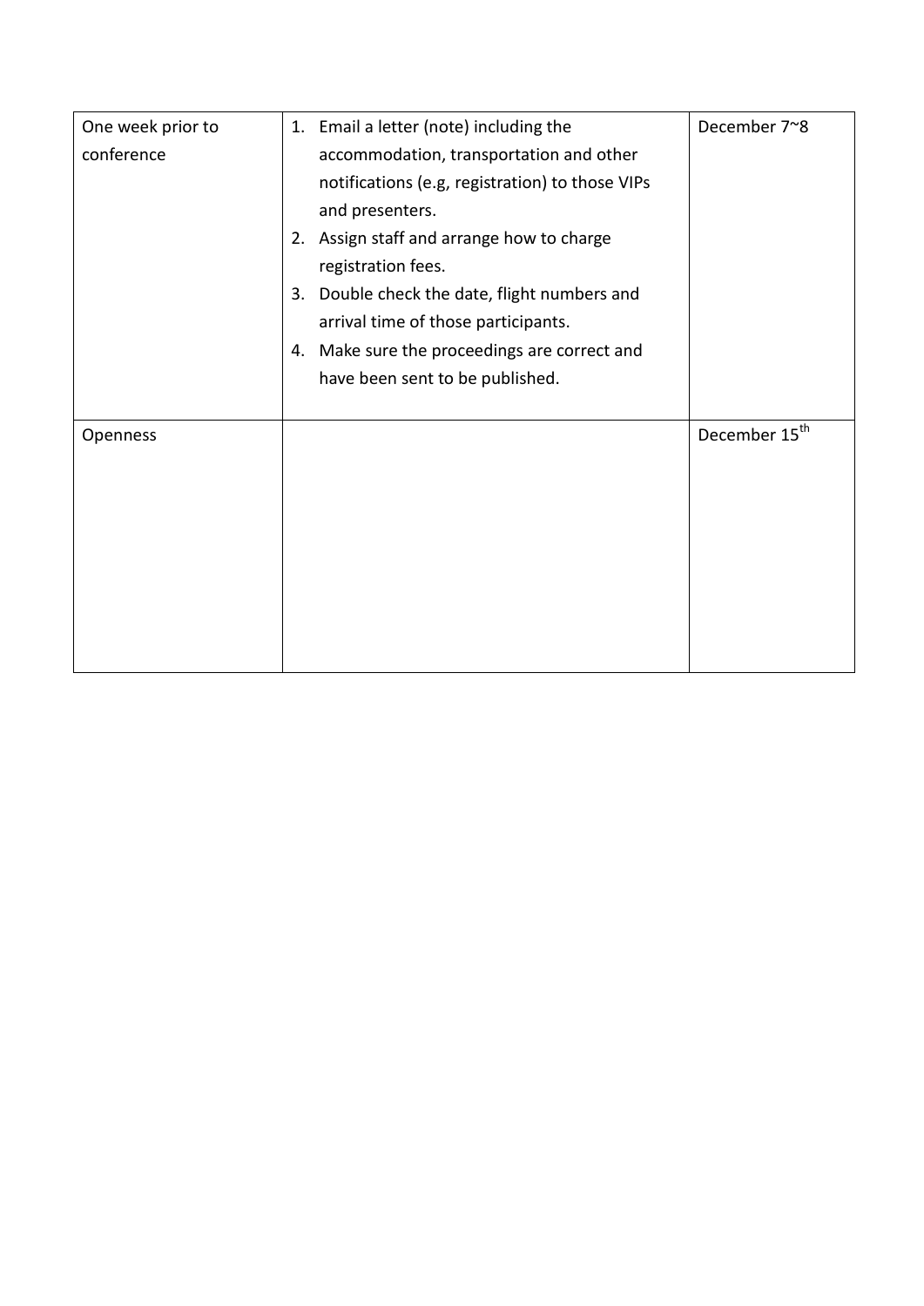| | | |
|---|---|---|
| One week prior to conference | 1. Email a letter (note) including the accommodation, transportation and other notifications (e.g, registration) to those VIPs and presenters.<br>2. Assign staff and arrange how to charge registration fees.<br>3. Double check the date, flight numbers and arrival time of those participants.<br>4. Make sure the proceedings are correct and have been sent to be published. | December 7~8 |
| Openness | | December 15th |